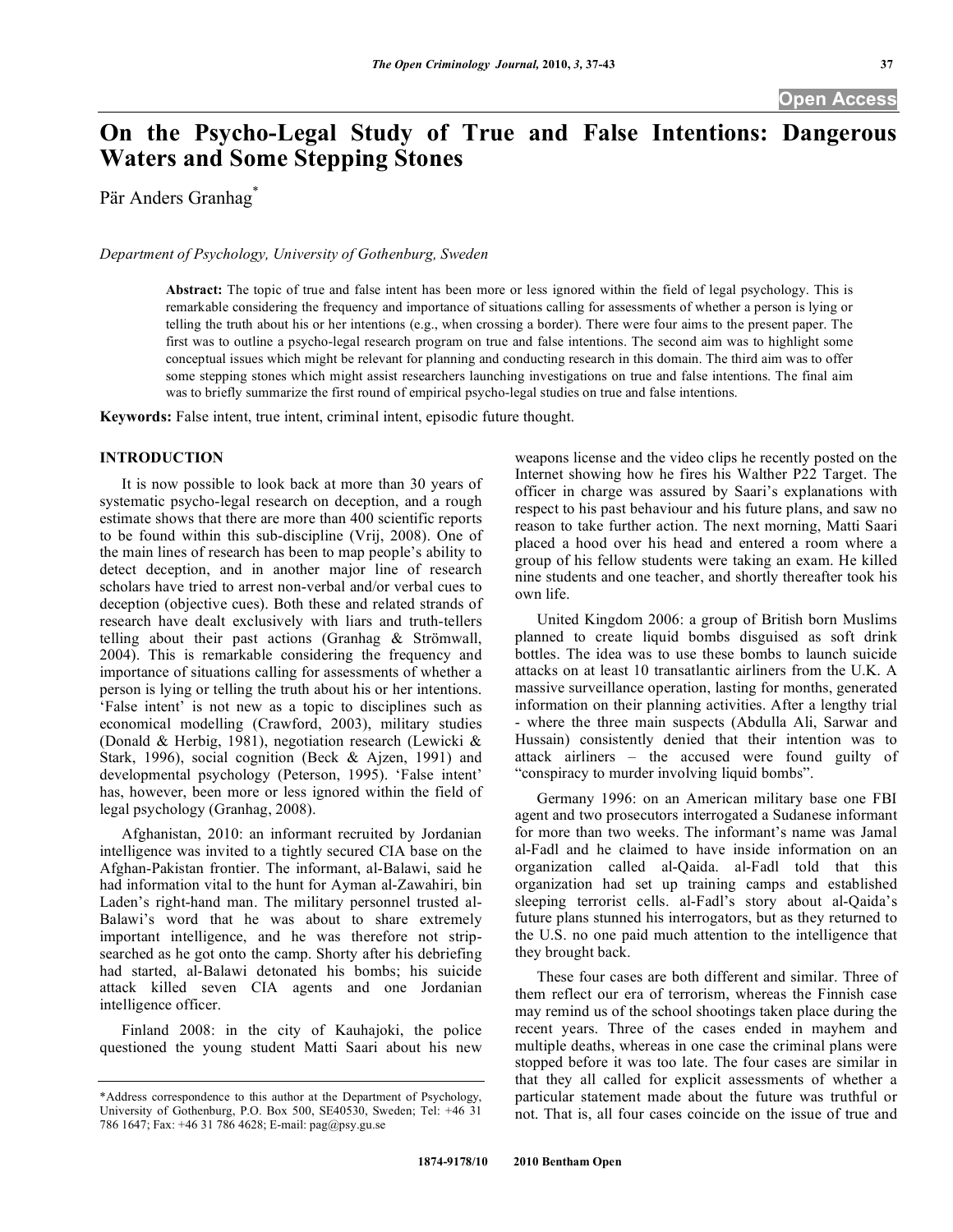# On the Psycho-Legal Study of True and False Intentions: Dangerous Waters and Some Stepping Stones

Pär Anders Granhag*

*Department of Psychology, University of Gothenburg, Sweden*

**Abstract:** The topic of true and false intent has been more or less ignored within the field of legal psychology. This is remarkable considering the frequency and importance of situations calling for assessments of whether a person is lying or telling the truth about his or her intentions (e.g., when crossing a border). There were four aims to the present paper. The first was to outline a psycho-legal research program on true and false intentions. The second aim was to highlight some conceptual issues which might be relevant for planning and conducting research in this domain. The third aim was to offer some stepping stones which might assist researchers launching investigations on true and false intentions. The final aim was to briefly summarize the first round of empirical psycho-legal studies on true and false intentions.

**Keywords:** False intent, true intent, criminal intent, episodic future thought.

## INTRODUCTION

It is now possible to look back at more than 30 years of systematic psycho-legal research on deception, and a rough estimate shows that there are more than 400 scientific reports to be found within this sub-discipline (Vrij, 2008). One of the main lines of research has been to map people's ability to detect deception, and in another major line of research scholars have tried to arrest non-verbal and/or verbal cues to deception (objective cues). Both these and related strands of research have dealt exclusively with liars and truth-tellers telling about their past actions (Granhag & Strömwall, 2004). This is remarkable considering the frequency and importance of situations calling for assessments of whether a person is lying or telling the truth about his or her intentions. 'False intent' is not new as a topic to disciplines such as economical modelling (Crawford, 2003), military studies (Donald & Herbig, 1981), negotiation research (Lewicki & Stark, 1996), social cognition (Beck & Ajzen, 1991) and developmental psychology (Peterson, 1995). 'False intent' has, however, been more or less ignored within the field of legal psychology (Granhag, 2008).

Afghanistan, 2010: an informant recruited by Jordanian intelligence was invited to a tightly secured CIA base on the Afghan-Pakistan frontier. The informant, al-Balawi, said he had information vital to the hunt for Ayman al-Zawahiri, bin Laden's right-hand man. The military personnel trusted al-Balawi's word that he was about to share extremely important intelligence, and he was therefore not strip-searched as he got onto the camp. Shorty after his debriefing had started, al-Balawi detonated his bombs; his suicide attack killed seven CIA agents and one Jordanian intelligence officer.

Finland 2008: in the city of Kauhajoki, the police questioned the young student Matti Saari about his new weapons license and the video clips he recently posted on the Internet showing how he fires his Walther P22 Target. The officer in charge was assured by Saari's explanations with respect to his past behaviour and his future plans, and saw no reason to take further action. The next morning, Matti Saari placed a hood over his head and entered a room where a group of his fellow students were taking an exam. He killed nine students and one teacher, and shortly thereafter took his own life.

United Kingdom 2006: a group of British born Muslims planned to create liquid bombs disguised as soft drink bottles. The idea was to use these bombs to launch suicide attacks on at least 10 transatlantic airliners from the U.K. A massive surveillance operation, lasting for months, generated information on their planning activities. After a lengthy trial - where the three main suspects (Abdulla Ali, Sarwar and Hussain) consistently denied that their intention was to attack airliners – the accused were found guilty of "conspiracy to murder involving liquid bombs".

Germany 1996: on an American military base one FBI agent and two prosecutors interrogated a Sudanese informant for more than two weeks. The informant's name was Jamal al-Fadl and he claimed to have inside information on an organization called al-Qaida. al-Fadl told that this organization had set up training camps and established sleeping terrorist cells. al-Fadl's story about al-Qaida's future plans stunned his interrogators, but as they returned to the U.S. no one paid much attention to the intelligence that they brought back.

These four cases are both different and similar. Three of them reflect our era of terrorism, whereas the Finnish case may remind us of the school shootings taken place during the recent years. Three of the cases ended in mayhem and multiple deaths, whereas in one case the criminal plans were stopped before it was too late. The four cases are similar in that they all called for explicit assessments of whether a particular statement made about the future was truthful or not. That is, all four cases coincide on the issue of true and

---

*Address correspondence to this author at the Department of Psychology, University of Gothenburg, P.O. Box 500, SE40530, Sweden; Tel: +46 31 786 1647; Fax: +46 31 786 4628; E-mail: pag@psy.gu.se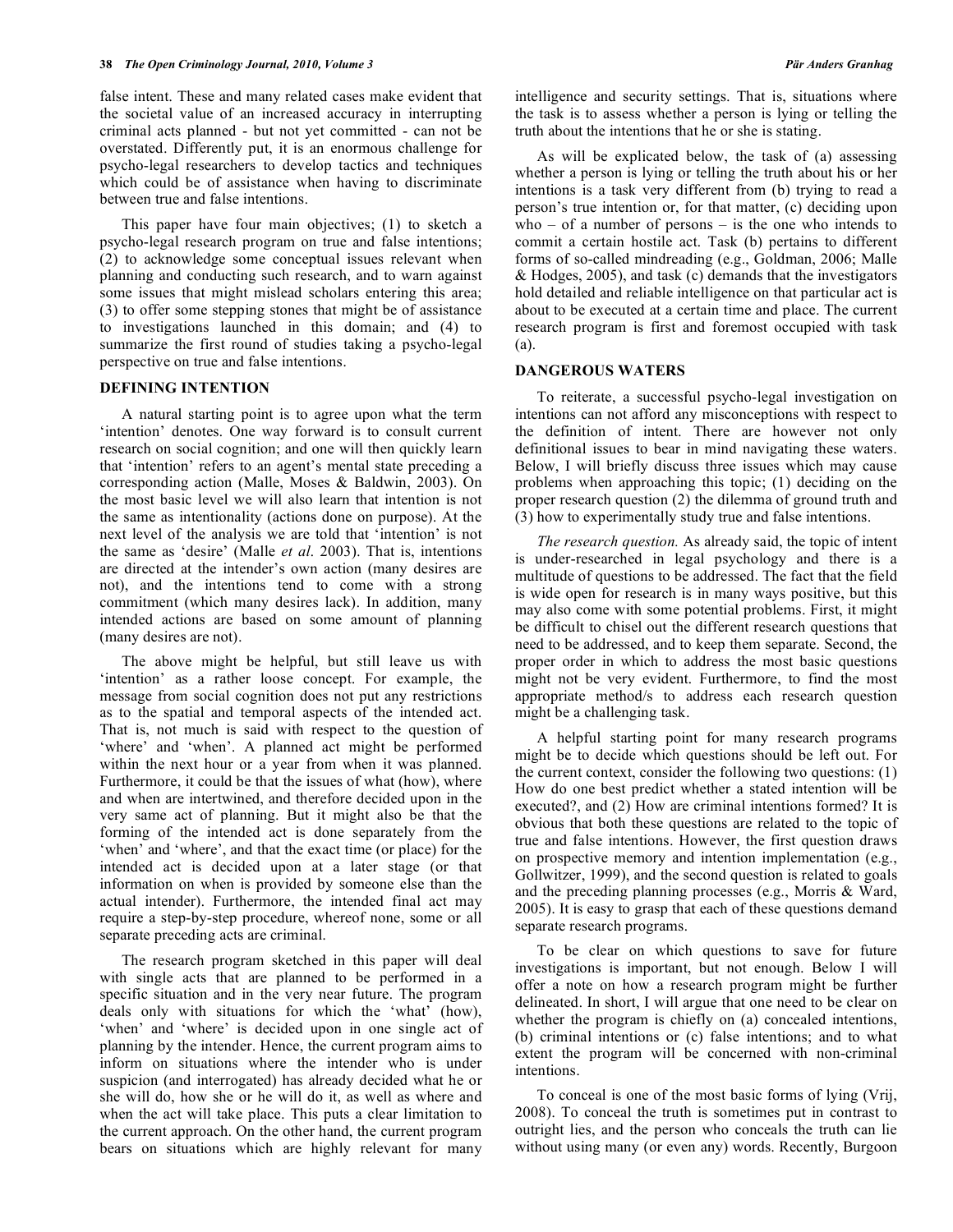false intent. These and many related cases make evident that the societal value of an increased accuracy in interrupting criminal acts planned - but not yet committed - can not be overstated. Differently put, it is an enormous challenge for psycho-legal researchers to develop tactics and techniques which could be of assistance when having to discriminate between true and false intentions.

This paper have four main objectives; (1) to sketch a psycho-legal research program on true and false intentions; (2) to acknowledge some conceptual issues relevant when planning and conducting such research, and to warn against some issues that might mislead scholars entering this area; (3) to offer some stepping stones that might be of assistance to investigations launched in this domain; and (4) to summarize the first round of studies taking a psycho-legal perspective on true and false intentions.

## DEFINING INTENTION

A natural starting point is to agree upon what the term 'intention' denotes. One way forward is to consult current research on social cognition; and one will then quickly learn that 'intention' refers to an agent's mental state preceding a corresponding action (Malle, Moses & Baldwin, 2003). On the most basic level we will also learn that intention is not the same as intentionality (actions done on purpose). At the next level of the analysis we are told that 'intention' is not the same as 'desire' (Malle *et al*. 2003). That is, intentions are directed at the intender's own action (many desires are not), and the intentions tend to come with a strong commitment (which many desires lack). In addition, many intended actions are based on some amount of planning (many desires are not).

The above might be helpful, but still leave us with 'intention' as a rather loose concept. For example, the message from social cognition does not put any restrictions as to the spatial and temporal aspects of the intended act. That is, not much is said with respect to the question of 'where' and 'when'. A planned act might be performed within the next hour or a year from when it was planned. Furthermore, it could be that the issues of what (how), where and when are intertwined, and therefore decided upon in the very same act of planning. But it might also be that the forming of the intended act is done separately from the 'when' and 'where', and that the exact time (or place) for the intended act is decided upon at a later stage (or that information on when is provided by someone else than the actual intender). Furthermore, the intended final act may require a step-by-step procedure, whereof none, some or all separate preceding acts are criminal.

The research program sketched in this paper will deal with single acts that are planned to be performed in a specific situation and in the very near future. The program deals only with situations for which the 'what' (how), 'when' and 'where' is decided upon in one single act of planning by the intender. Hence, the current program aims to inform on situations where the intender who is under suspicion (and interrogated) has already decided what he or she will do, how she or he will do it, as well as where and when the act will take place. This puts a clear limitation to the current approach. On the other hand, the current program bears on situations which are highly relevant for many intelligence and security settings. That is, situations where the task is to assess whether a person is lying or telling the truth about the intentions that he or she is stating.

As will be explicated below, the task of (a) assessing whether a person is lying or telling the truth about his or her intentions is a task very different from (b) trying to read a person's true intention or, for that matter, (c) deciding upon who – of a number of persons – is the one who intends to commit a certain hostile act. Task (b) pertains to different forms of so-called mindreading (e.g., Goldman, 2006; Malle & Hodges, 2005), and task (c) demands that the investigators hold detailed and reliable intelligence on that particular act is about to be executed at a certain time and place. The current research program is first and foremost occupied with task (a).

## DANGEROUS WATERS

To reiterate, a successful psycho-legal investigation on intentions can not afford any misconceptions with respect to the definition of intent. There are however not only definitional issues to bear in mind navigating these waters. Below, I will briefly discuss three issues which may cause problems when approaching this topic; (1) deciding on the proper research question (2) the dilemma of ground truth and (3) how to experimentally study true and false intentions.

*The research question.* As already said, the topic of intent is under-researched in legal psychology and there is a multitude of questions to be addressed. The fact that the field is wide open for research is in many ways positive, but this may also come with some potential problems. First, it might be difficult to chisel out the different research questions that need to be addressed, and to keep them separate. Second, the proper order in which to address the most basic questions might not be very evident. Furthermore, to find the most appropriate method/s to address each research question might be a challenging task.

A helpful starting point for many research programs might be to decide which questions should be left out. For the current context, consider the following two questions: (1) How do one best predict whether a stated intention will be executed?, and (2) How are criminal intentions formed? It is obvious that both these questions are related to the topic of true and false intentions. However, the first question draws on prospective memory and intention implementation (e.g., Gollwitzer, 1999), and the second question is related to goals and the preceding planning processes (e.g., Morris & Ward, 2005). It is easy to grasp that each of these questions demand separate research programs.

To be clear on which questions to save for future investigations is important, but not enough. Below I will offer a note on how a research program might be further delineated. In short, I will argue that one need to be clear on whether the program is chiefly on (a) concealed intentions, (b) criminal intentions or (c) false intentions; and to what extent the program will be concerned with non-criminal intentions.

To conceal is one of the most basic forms of lying (Vrij, 2008). To conceal the truth is sometimes put in contrast to outright lies, and the person who conceals the truth can lie without using many (or even any) words. Recently, Burgoon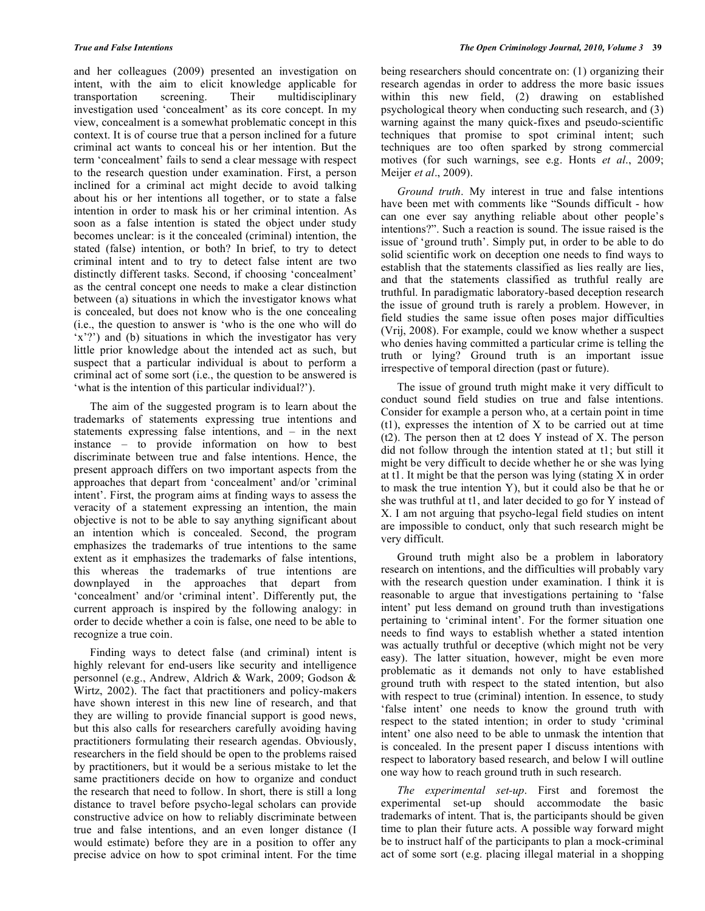and her colleagues (2009) presented an investigation on intent, with the aim to elicit knowledge applicable for transportation screening. Their multidisciplinary investigation used 'concealment' as its core concept. In my view, concealment is a somewhat problematic concept in this context. It is of course true that a person inclined for a future criminal act wants to conceal his or her intention. But the term 'concealment' fails to send a clear message with respect to the research question under examination. First, a person inclined for a criminal act might decide to avoid talking about his or her intentions all together, or to state a false intention in order to mask his or her criminal intention. As soon as a false intention is stated the object under study becomes unclear: is it the concealed (criminal) intention, the stated (false) intention, or both? In brief, to try to detect criminal intent and to try to detect false intent are two distinctly different tasks. Second, if choosing 'concealment' as the central concept one needs to make a clear distinction between (a) situations in which the investigator knows what is concealed, but does not know who is the one concealing (i.e., the question to answer is 'who is the one who will do 'x'?') and (b) situations in which the investigator has very little prior knowledge about the intended act as such, but suspect that a particular individual is about to perform a criminal act of some sort (i.e., the question to be answered is 'what is the intention of this particular individual?').

The aim of the suggested program is to learn about the trademarks of statements expressing true intentions and statements expressing false intentions, and – in the next instance – to provide information on how to best discriminate between true and false intentions. Hence, the present approach differs on two important aspects from the approaches that depart from 'concealment' and/or 'criminal intent'. First, the program aims at finding ways to assess the veracity of a statement expressing an intention, the main objective is not to be able to say anything significant about an intention which is concealed. Second, the program emphasizes the trademarks of true intentions to the same extent as it emphasizes the trademarks of false intentions, this whereas the trademarks of true intentions are downplayed in the approaches that depart from 'concealment' and/or 'criminal intent'. Differently put, the current approach is inspired by the following analogy: in order to decide whether a coin is false, one need to be able to recognize a true coin.

Finding ways to detect false (and criminal) intent is highly relevant for end-users like security and intelligence personnel (e.g., Andrew, Aldrich & Wark, 2009; Godson & Wirtz, 2002). The fact that practitioners and policy-makers have shown interest in this new line of research, and that they are willing to provide financial support is good news, but this also calls for researchers carefully avoiding having practitioners formulating their research agendas. Obviously, researchers in the field should be open to the problems raised by practitioners, but it would be a serious mistake to let the same practitioners decide on how to organize and conduct the research that need to follow. In short, there is still a long distance to travel before psycho-legal scholars can provide constructive advice on how to reliably discriminate between true and false intentions, and an even longer distance (I would estimate) before they are in a position to offer any precise advice on how to spot criminal intent. For the time being researchers should concentrate on: (1) organizing their research agendas in order to address the more basic issues within this new field, (2) drawing on established psychological theory when conducting such research, and (3) warning against the many quick-fixes and pseudo-scientific techniques that promise to spot criminal intent; such techniques are too often sparked by strong commercial motives (for such warnings, see e.g. Honts *et al*., 2009; Meijer *et al*., 2009).

*Ground truth*. My interest in true and false intentions have been met with comments like "Sounds difficult - how can one ever say anything reliable about other people's intentions?". Such a reaction is sound. The issue raised is the issue of 'ground truth'. Simply put, in order to be able to do solid scientific work on deception one needs to find ways to establish that the statements classified as lies really are lies, and that the statements classified as truthful really are truthful. In paradigmatic laboratory-based deception research the issue of ground truth is rarely a problem. However, in field studies the same issue often poses major difficulties (Vrij, 2008). For example, could we know whether a suspect who denies having committed a particular crime is telling the truth or lying? Ground truth is an important issue irrespective of temporal direction (past or future).

The issue of ground truth might make it very difficult to conduct sound field studies on true and false intentions. Consider for example a person who, at a certain point in time (t1), expresses the intention of X to be carried out at time (t2). The person then at t2 does Y instead of X. The person did not follow through the intention stated at t1; but still it might be very difficult to decide whether he or she was lying at t1. It might be that the person was lying (stating X in order to mask the true intention Y), but it could also be that he or she was truthful at t1, and later decided to go for Y instead of X. I am not arguing that psycho-legal field studies on intent are impossible to conduct, only that such research might be very difficult.

Ground truth might also be a problem in laboratory research on intentions, and the difficulties will probably vary with the research question under examination. I think it is reasonable to argue that investigations pertaining to 'false intent' put less demand on ground truth than investigations pertaining to 'criminal intent'. For the former situation one needs to find ways to establish whether a stated intention was actually truthful or deceptive (which might not be very easy). The latter situation, however, might be even more problematic as it demands not only to have established ground truth with respect to the stated intention, but also with respect to true (criminal) intention. In essence, to study 'false intent' one needs to know the ground truth with respect to the stated intention; in order to study 'criminal intent' one also need to be able to unmask the intention that is concealed. In the present paper I discuss intentions with respect to laboratory based research, and below I will outline one way how to reach ground truth in such research.

*The experimental set-up*. First and foremost the experimental set-up should accommodate the basic trademarks of intent. That is, the participants should be given time to plan their future acts. A possible way forward might be to instruct half of the participants to plan a mock-criminal act of some sort (e.g. placing illegal material in a shopping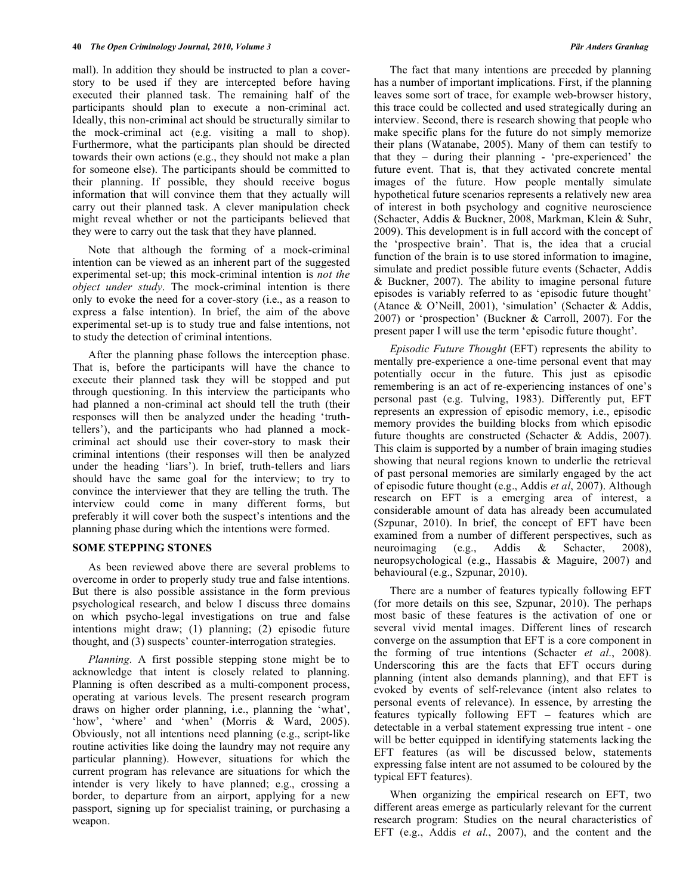mall). In addition they should be instructed to plan a cover-story to be used if they are intercepted before having executed their planned task. The remaining half of the participants should plan to execute a non-criminal act. Ideally, this non-criminal act should be structurally similar to the mock-criminal act (e.g. visiting a mall to shop). Furthermore, what the participants plan should be directed towards their own actions (e.g., they should not make a plan for someone else). The participants should be committed to their planning. If possible, they should receive bogus information that will convince them that they actually will carry out their planned task. A clever manipulation check might reveal whether or not the participants believed that they were to carry out the task that they have planned.

Note that although the forming of a mock-criminal intention can be viewed as an inherent part of the suggested experimental set-up; this mock-criminal intention is *not the object under study*. The mock-criminal intention is there only to evoke the need for a cover-story (i.e., as a reason to express a false intention). In brief, the aim of the above experimental set-up is to study true and false intentions, not to study the detection of criminal intentions.

After the planning phase follows the interception phase. That is, before the participants will have the chance to execute their planned task they will be stopped and put through questioning. In this interview the participants who had planned a non-criminal act should tell the truth (their responses will then be analyzed under the heading 'truth-tellers'), and the participants who had planned a mock-criminal act should use their cover-story to mask their criminal intentions (their responses will then be analyzed under the heading 'liars'). In brief, truth-tellers and liars should have the same goal for the interview; to try to convince the interviewer that they are telling the truth. The interview could come in many different forms, but preferably it will cover both the suspect's intentions and the planning phase during which the intentions were formed.

## SOME STEPPING STONES

As been reviewed above there are several problems to overcome in order to properly study true and false intentions. But there is also possible assistance in the form previous psychological research, and below I discuss three domains on which psycho-legal investigations on true and false intentions might draw; (1) planning; (2) episodic future thought, and (3) suspects' counter-interrogation strategies.

*Planning.* A first possible stepping stone might be to acknowledge that intent is closely related to planning. Planning is often described as a multi-component process, operating at various levels. The present research program draws on higher order planning, i.e., planning the 'what', 'how', 'where' and 'when' (Morris & Ward, 2005). Obviously, not all intentions need planning (e.g., script-like routine activities like doing the laundry may not require any particular planning). However, situations for which the current program has relevance are situations for which the intender is very likely to have planned; e.g., crossing a border, to departure from an airport, applying for a new passport, signing up for specialist training, or purchasing a weapon.

The fact that many intentions are preceded by planning has a number of important implications. First, if the planning leaves some sort of trace, for example web-browser history, this trace could be collected and used strategically during an interview. Second, there is research showing that people who make specific plans for the future do not simply memorize their plans (Watanabe, 2005). Many of them can testify to that they – during their planning - 'pre-experienced' the future event. That is, that they activated concrete mental images of the future. How people mentally simulate hypothetical future scenarios represents a relatively new area of interest in both psychology and cognitive neuroscience (Schacter, Addis & Buckner, 2008, Markman, Klein & Suhr, 2009). This development is in full accord with the concept of the 'prospective brain'. That is, the idea that a crucial function of the brain is to use stored information to imagine, simulate and predict possible future events (Schacter, Addis & Buckner, 2007). The ability to imagine personal future episodes is variably referred to as 'episodic future thought' (Atance & O'Neill, 2001), 'simulation' (Schacter & Addis, 2007) or 'prospection' (Buckner & Carroll, 2007). For the present paper I will use the term 'episodic future thought'.

*Episodic Future Thought* (EFT) represents the ability to mentally pre-experience a one-time personal event that may potentially occur in the future. This just as episodic remembering is an act of re-experiencing instances of one's personal past (e.g. Tulving, 1983). Differently put, EFT represents an expression of episodic memory, i.e., episodic memory provides the building blocks from which episodic future thoughts are constructed (Schacter & Addis, 2007). This claim is supported by a number of brain imaging studies showing that neural regions known to underlie the retrieval of past personal memories are similarly engaged by the act of episodic future thought (e.g., Addis *et al*, 2007). Although research on EFT is a emerging area of interest, a considerable amount of data has already been accumulated (Szpunar, 2010). In brief, the concept of EFT have been examined from a number of different perspectives, such as neuroimaging (e.g., Addis & Schacter, 2008), neuropsychological (e.g., Hassabis & Maguire, 2007) and behavioural (e.g., Szpunar, 2010).

There are a number of features typically following EFT (for more details on this see, Szpunar, 2010). The perhaps most basic of these features is the activation of one or several vivid mental images. Different lines of research converge on the assumption that EFT is a core component in the forming of true intentions (Schacter *et al*., 2008). Underscoring this are the facts that EFT occurs during planning (intent also demands planning), and that EFT is evoked by events of self-relevance (intent also relates to personal events of relevance). In essence, by arresting the features typically following EFT – features which are detectable in a verbal statement expressing true intent - one will be better equipped in identifying statements lacking the EFT features (as will be discussed below, statements expressing false intent are not assumed to be coloured by the typical EFT features).

When organizing the empirical research on EFT, two different areas emerge as particularly relevant for the current research program: Studies on the neural characteristics of EFT (e.g., Addis *et al*., 2007), and the content and the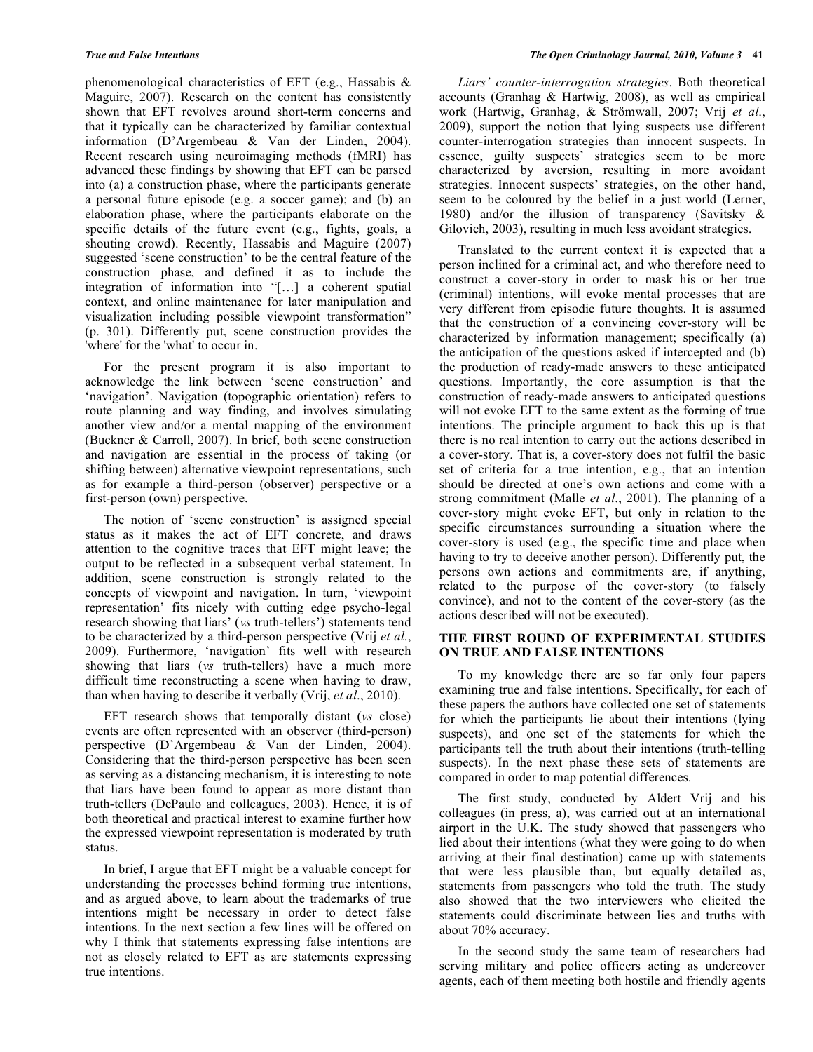phenomenological characteristics of EFT (e.g., Hassabis & Maguire, 2007). Research on the content has consistently shown that EFT revolves around short-term concerns and that it typically can be characterized by familiar contextual information (D'Argembeau & Van der Linden, 2004). Recent research using neuroimaging methods (fMRI) has advanced these findings by showing that EFT can be parsed into (a) a construction phase, where the participants generate a personal future episode (e.g. a soccer game); and (b) an elaboration phase, where the participants elaborate on the specific details of the future event (e.g., fights, goals, a shouting crowd). Recently, Hassabis and Maguire (2007) suggested 'scene construction' to be the central feature of the construction phase, and defined it as to include the integration of information into "[…] a coherent spatial context, and online maintenance for later manipulation and visualization including possible viewpoint transformation" (p. 301). Differently put, scene construction provides the 'where' for the 'what' to occur in.

For the present program it is also important to acknowledge the link between 'scene construction' and 'navigation'. Navigation (topographic orientation) refers to route planning and way finding, and involves simulating another view and/or a mental mapping of the environment (Buckner & Carroll, 2007). In brief, both scene construction and navigation are essential in the process of taking (or shifting between) alternative viewpoint representations, such as for example a third-person (observer) perspective or a first-person (own) perspective.

The notion of 'scene construction' is assigned special status as it makes the act of EFT concrete, and draws attention to the cognitive traces that EFT might leave; the output to be reflected in a subsequent verbal statement. In addition, scene construction is strongly related to the concepts of viewpoint and navigation. In turn, 'viewpoint representation' fits nicely with cutting edge psycho-legal research showing that liars' (*vs* truth-tellers') statements tend to be characterized by a third-person perspective (Vrij *et al*., 2009). Furthermore, 'navigation' fits well with research showing that liars (*vs* truth-tellers) have a much more difficult time reconstructing a scene when having to draw, than when having to describe it verbally (Vrij, *et al*., 2010).

EFT research shows that temporally distant (*vs* close) events are often represented with an observer (third-person) perspective (D'Argembeau & Van der Linden, 2004). Considering that the third-person perspective has been seen as serving as a distancing mechanism, it is interesting to note that liars have been found to appear as more distant than truth-tellers (DePaulo and colleagues, 2003). Hence, it is of both theoretical and practical interest to examine further how the expressed viewpoint representation is moderated by truth status.

In brief, I argue that EFT might be a valuable concept for understanding the processes behind forming true intentions, and as argued above, to learn about the trademarks of true intentions might be necessary in order to detect false intentions. In the next section a few lines will be offered on why I think that statements expressing false intentions are not as closely related to EFT as are statements expressing true intentions.

*Liars' counter-interrogation strategies*. Both theoretical accounts (Granhag & Hartwig, 2008), as well as empirical work (Hartwig, Granhag, & Strömwall, 2007; Vrij *et al*., 2009), support the notion that lying suspects use different counter-interrogation strategies than innocent suspects. In essence, guilty suspects' strategies seem to be more characterized by aversion, resulting in more avoidant strategies. Innocent suspects' strategies, on the other hand, seem to be coloured by the belief in a just world (Lerner, 1980) and/or the illusion of transparency (Savitsky & Gilovich, 2003), resulting in much less avoidant strategies.

Translated to the current context it is expected that a person inclined for a criminal act, and who therefore need to construct a cover-story in order to mask his or her true (criminal) intentions, will evoke mental processes that are very different from episodic future thoughts. It is assumed that the construction of a convincing cover-story will be characterized by information management; specifically (a) the anticipation of the questions asked if intercepted and (b) the production of ready-made answers to these anticipated questions. Importantly, the core assumption is that the construction of ready-made answers to anticipated questions will not evoke EFT to the same extent as the forming of true intentions. The principle argument to back this up is that there is no real intention to carry out the actions described in a cover-story. That is, a cover-story does not fulfil the basic set of criteria for a true intention, e.g., that an intention should be directed at one's own actions and come with a strong commitment (Malle *et al*., 2001). The planning of a cover-story might evoke EFT, but only in relation to the specific circumstances surrounding a situation where the cover-story is used (e.g., the specific time and place when having to try to deceive another person). Differently put, the persons own actions and commitments are, if anything, related to the purpose of the cover-story (to falsely convince), and not to the content of the cover-story (as the actions described will not be executed).

## THE FIRST ROUND OF EXPERIMENTAL STUDIES ON TRUE AND FALSE INTENTIONS

To my knowledge there are so far only four papers examining true and false intentions. Specifically, for each of these papers the authors have collected one set of statements for which the participants lie about their intentions (lying suspects), and one set of the statements for which the participants tell the truth about their intentions (truth-telling suspects). In the next phase these sets of statements are compared in order to map potential differences.

The first study, conducted by Aldert Vrij and his colleagues (in press, a), was carried out at an international airport in the U.K. The study showed that passengers who lied about their intentions (what they were going to do when arriving at their final destination) came up with statements that were less plausible than, but equally detailed as, statements from passengers who told the truth. The study also showed that the two interviewers who elicited the statements could discriminate between lies and truths with about 70% accuracy.

In the second study the same team of researchers had serving military and police officers acting as undercover agents, each of them meeting both hostile and friendly agents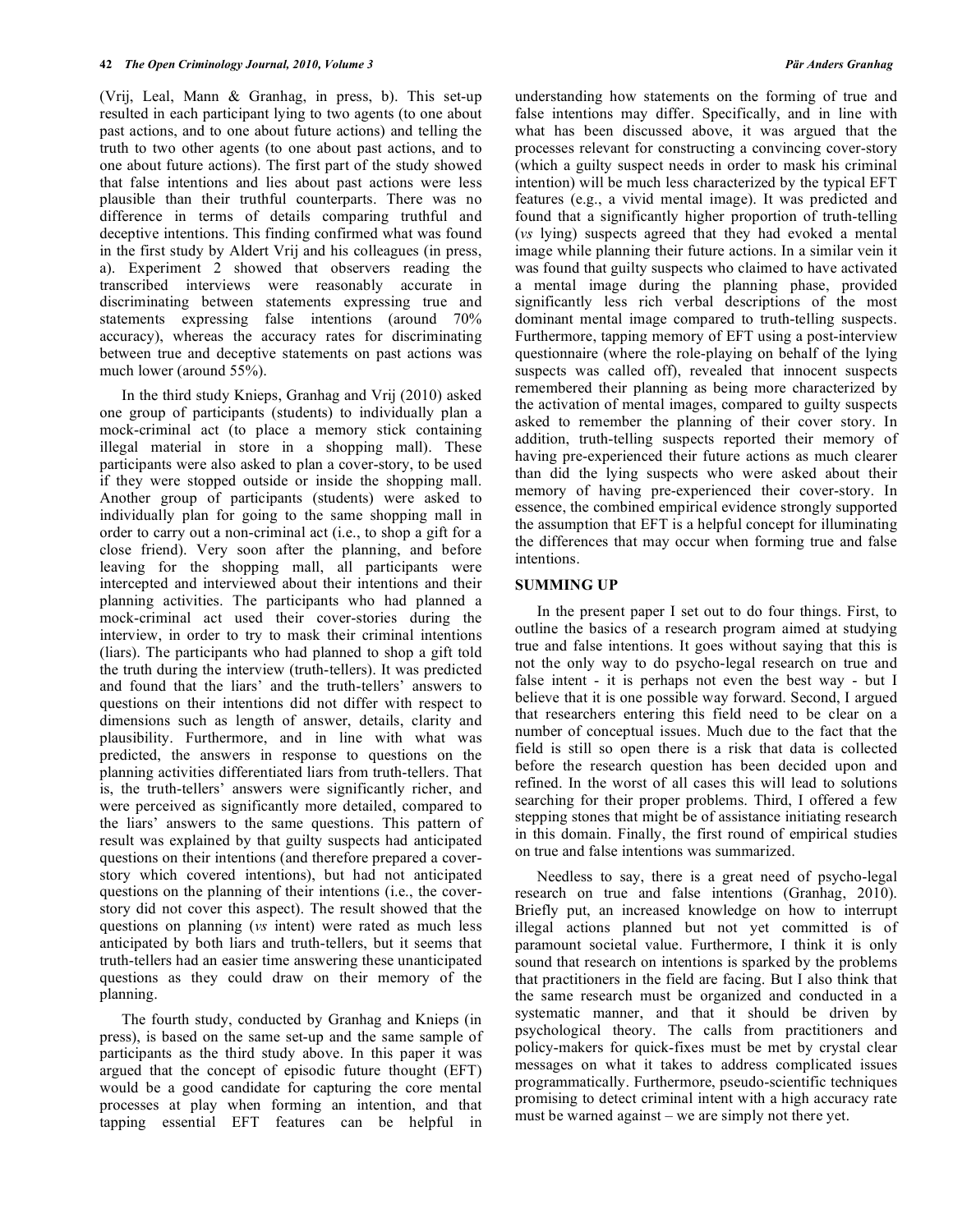(Vrij, Leal, Mann & Granhag, in press, b). This set-up resulted in each participant lying to two agents (to one about past actions, and to one about future actions) and telling the truth to two other agents (to one about past actions, and to one about future actions). The first part of the study showed that false intentions and lies about past actions were less plausible than their truthful counterparts. There was no difference in terms of details comparing truthful and deceptive intentions. This finding confirmed what was found in the first study by Aldert Vrij and his colleagues (in press, a). Experiment 2 showed that observers reading the transcribed interviews were reasonably accurate in discriminating between statements expressing true and statements expressing false intentions (around 70% accuracy), whereas the accuracy rates for discriminating between true and deceptive statements on past actions was much lower (around 55%).

In the third study Knieps, Granhag and Vrij (2010) asked one group of participants (students) to individually plan a mock-criminal act (to place a memory stick containing illegal material in store in a shopping mall). These participants were also asked to plan a cover-story, to be used if they were stopped outside or inside the shopping mall. Another group of participants (students) were asked to individually plan for going to the same shopping mall in order to carry out a non-criminal act (i.e., to shop a gift for a close friend). Very soon after the planning, and before leaving for the shopping mall, all participants were intercepted and interviewed about their intentions and their planning activities. The participants who had planned a mock-criminal act used their cover-stories during the interview, in order to try to mask their criminal intentions (liars). The participants who had planned to shop a gift told the truth during the interview (truth-tellers). It was predicted and found that the liars' and the truth-tellers' answers to questions on their intentions did not differ with respect to dimensions such as length of answer, details, clarity and plausibility. Furthermore, and in line with what was predicted, the answers in response to questions on the planning activities differentiated liars from truth-tellers. That is, the truth-tellers' answers were significantly richer, and were perceived as significantly more detailed, compared to the liars' answers to the same questions. This pattern of result was explained by that guilty suspects had anticipated questions on their intentions (and therefore prepared a cover-story which covered intentions), but had not anticipated questions on the planning of their intentions (i.e., the cover-story did not cover this aspect). The result showed that the questions on planning (*vs* intent) were rated as much less anticipated by both liars and truth-tellers, but it seems that truth-tellers had an easier time answering these unanticipated questions as they could draw on their memory of the planning.

The fourth study, conducted by Granhag and Knieps (in press), is based on the same set-up and the same sample of participants as the third study above. In this paper it was argued that the concept of episodic future thought (EFT) would be a good candidate for capturing the core mental processes at play when forming an intention, and that tapping essential EFT features can be helpful in understanding how statements on the forming of true and false intentions may differ. Specifically, and in line with what has been discussed above, it was argued that the processes relevant for constructing a convincing cover-story (which a guilty suspect needs in order to mask his criminal intention) will be much less characterized by the typical EFT features (e.g., a vivid mental image). It was predicted and found that a significantly higher proportion of truth-telling (*vs* lying) suspects agreed that they had evoked a mental image while planning their future actions. In a similar vein it was found that guilty suspects who claimed to have activated a mental image during the planning phase, provided significantly less rich verbal descriptions of the most dominant mental image compared to truth-telling suspects. Furthermore, tapping memory of EFT using a post-interview questionnaire (where the role-playing on behalf of the lying suspects was called off), revealed that innocent suspects remembered their planning as being more characterized by the activation of mental images, compared to guilty suspects asked to remember the planning of their cover story. In addition, truth-telling suspects reported their memory of having pre-experienced their future actions as much clearer than did the lying suspects who were asked about their memory of having pre-experienced their cover-story. In essence, the combined empirical evidence strongly supported the assumption that EFT is a helpful concept for illuminating the differences that may occur when forming true and false intentions.

## SUMMING UP

In the present paper I set out to do four things. First, to outline the basics of a research program aimed at studying true and false intentions. It goes without saying that this is not the only way to do psycho-legal research on true and false intent - it is perhaps not even the best way - but I believe that it is one possible way forward. Second, I argued that researchers entering this field need to be clear on a number of conceptual issues. Much due to the fact that the field is still so open there is a risk that data is collected before the research question has been decided upon and refined. In the worst of all cases this will lead to solutions searching for their proper problems. Third, I offered a few stepping stones that might be of assistance initiating research in this domain. Finally, the first round of empirical studies on true and false intentions was summarized.

Needless to say, there is a great need of psycho-legal research on true and false intentions (Granhag, 2010). Briefly put, an increased knowledge on how to interrupt illegal actions planned but not yet committed is of paramount societal value. Furthermore, I think it is only sound that research on intentions is sparked by the problems that practitioners in the field are facing. But I also think that the same research must be organized and conducted in a systematic manner, and that it should be driven by psychological theory. The calls from practitioners and policy-makers for quick-fixes must be met by crystal clear messages on what it takes to address complicated issues programmatically. Furthermore, pseudo-scientific techniques promising to detect criminal intent with a high accuracy rate must be warned against – we are simply not there yet.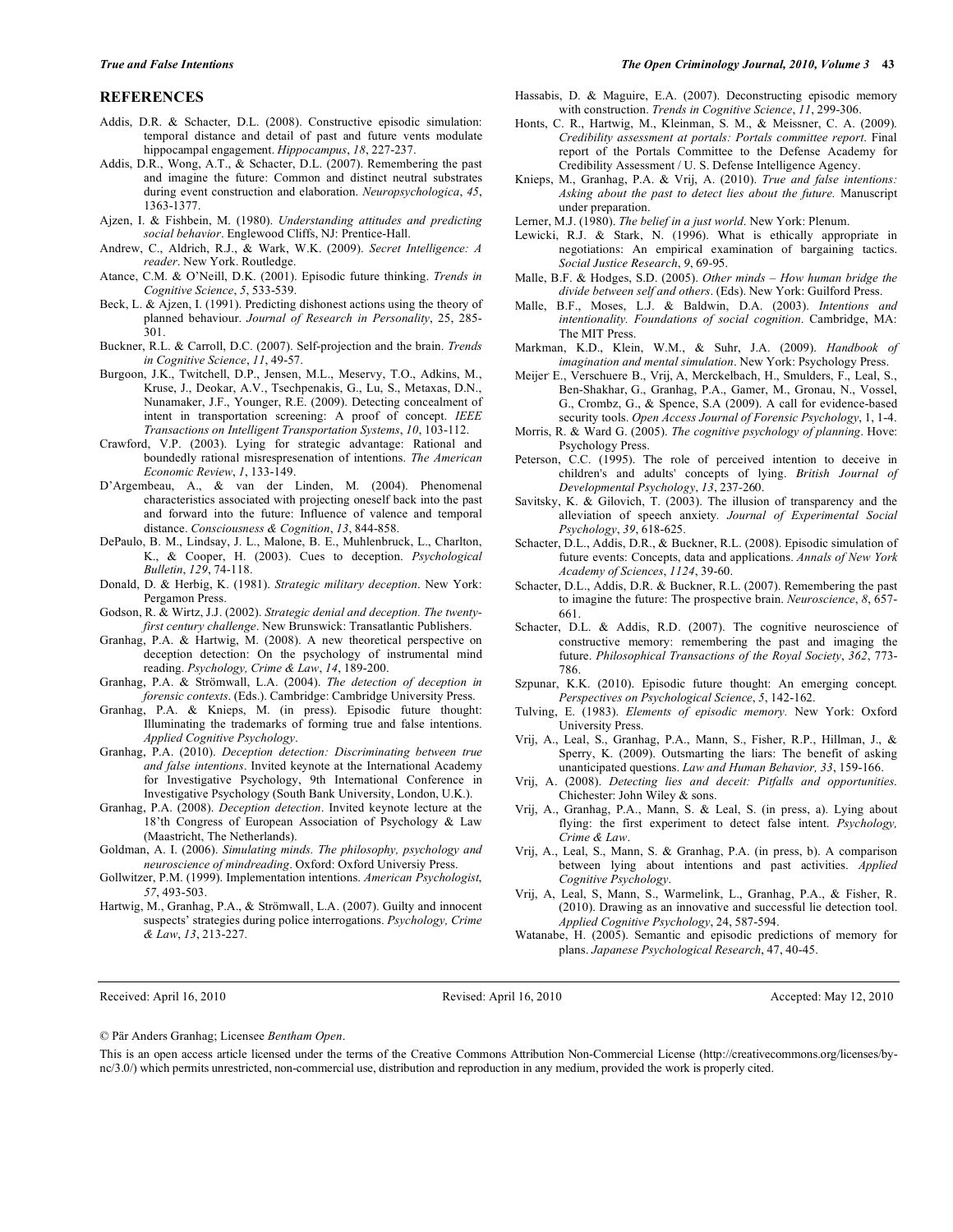## REFERENCES

Addis, D.R. & Schacter, D.L. (2008). Constructive episodic simulation: temporal distance and detail of past and future vents modulate hippocampal engagement. *Hippocampus*, *18*, 227-237.

Addis, D.R., Wong, A.T., & Schacter, D.L. (2007). Remembering the past and imagine the future: Common and distinct neutral substrates during event construction and elaboration. *Neuropsychologica*, *45*, 1363-1377.

Ajzen, I. & Fishbein, M. (1980). *Understanding attitudes and predicting social behavior*. Englewood Cliffs, NJ: Prentice-Hall.

Andrew, C., Aldrich, R.J., & Wark, W.K. (2009). *Secret Intelligence: A reader*. New York. Routledge.

Atance, C.M. & O'Neill, D.K. (2001). Episodic future thinking. *Trends in Cognitive Science*, *5*, 533-539.

Beck, L. & Ajzen, I. (1991). Predicting dishonest actions using the theory of planned behaviour. *Journal of Research in Personality*, 25, 285-301.

Buckner, R.L. & Carroll, D.C. (2007). Self-projection and the brain. *Trends in Cognitive Science*, *11*, 49-57.

Burgoon, J.K., Twitchell, D.P., Jensen, M.L., Meservy, T.O., Adkins, M., Kruse, J., Deokar, A.V., Tsechpenakis, G., Lu, S., Metaxas, D.N., Nunamaker, J.F., Younger, R.E. (2009). Detecting concealment of intent in transportation screening: A proof of concept. *IEEE Transactions on Intelligent Transportation Systems*, *10*, 103-112.

Crawford, V.P. (2003). Lying for strategic advantage: Rational and boundedly rational misrespresenation of intentions. *The American Economic Review*, *1*, 133-149.

D'Argembeau, A., & van der Linden, M. (2004). Phenomenal characteristics associated with projecting oneself back into the past and forward into the future: Influence of valence and temporal distance. *Consciousness & Cognition*, *13*, 844-858.

DePaulo, B. M., Lindsay, J. L., Malone, B. E., Muhlenbruck, L., Charlton, K., & Cooper, H. (2003). Cues to deception. *Psychological Bulletin*, *129*, 74-118.

Donald, D. & Herbig, K. (1981). *Strategic military deception*. New York: Pergamon Press.

Godson, R. & Wirtz, J.J. (2002). *Strategic denial and deception. The twenty-first century challenge*. New Brunswick: Transatlantic Publishers.

Granhag, P.A. & Hartwig, M. (2008). A new theoretical perspective on deception detection: On the psychology of instrumental mind reading. *Psychology, Crime & Law*, *14*, 189-200.

Granhag, P.A. & Strömwall, L.A. (2004). *The detection of deception in forensic contexts*. (Eds.). Cambridge: Cambridge University Press.

Granhag, P.A. & Knieps, M. (in press). Episodic future thought: Illuminating the trademarks of forming true and false intentions. *Applied Cognitive Psychology*.

Granhag, P.A. (2010). *Deception detection: Discriminating between true and false intentions*. Invited keynote at the International Academy for Investigative Psychology, 9th International Conference in Investigative Psychology (South Bank University, London, U.K.).

Granhag, P.A. (2008). *Deception detection*. Invited keynote lecture at the 18'th Congress of European Association of Psychology & Law (Maastricht, The Netherlands).

Goldman, A. I. (2006). *Simulating minds. The philosophy, psychology and neuroscience of mindreading*. Oxford: Oxford Universiy Press.

Gollwitzer, P.M. (1999). Implementation intentions. *American Psychologist*, *57*, 493-503.

Hartwig, M., Granhag, P.A., & Strömwall, L.A. (2007). Guilty and innocent suspects' strategies during police interrogations. *Psychology, Crime & Law*, *13*, 213-227.

Hassabis, D. & Maguire, E.A. (2007). Deconstructing episodic memory with construction. *Trends in Cognitive Science*, *11*, 299-306.

Honts, C. R., Hartwig, M., Kleinman, S. M., & Meissner, C. A. (2009). *Credibility assessment at portals: Portals committee report*. Final report of the Portals Committee to the Defense Academy for Credibility Assessment / U. S. Defense Intelligence Agency.

Knieps, M., Granhag, P.A. & Vrij, A. (2010). *True and false intentions: Asking about the past to detect lies about the future.* Manuscript under preparation.

Lerner, M.J. (1980). *The belief in a just world*. New York: Plenum.

Lewicki, R.J. & Stark, N. (1996). What is ethically appropriate in negotiations: An empirical examination of bargaining tactics. *Social Justice Research*, *9*, 69-95.

Malle, B.F. & Hodges, S.D. (2005). *Other minds – How human bridge the divide between self and others*. (Eds). New York: Guilford Press.

Malle, B.F., Moses, L.J. & Baldwin, D.A. (2003). *Intentions and intentionality. Foundations of social cognition*. Cambridge, MA: The MIT Press.

Markman, K.D., Klein, W.M., & Suhr, J.A. (2009). *Handbook of imagination and mental simulation*. New York: Psychology Press.

Meijer, E., Verschuere B., Vrij, A, Merckelbach, H., Smulders, F., Leal, S., Ben-Shakhar, G., Granhag, P.A., Gamer, M., Gronau, N., Vossel, G., Crombz, G., & Spence, S.A (2009). A call for evidence-based security tools. *Open Access Journal of Forensic Psychology*, 1, 1-4.

Morris, R. & Ward G. (2005). *The cognitive psychology of planning*. Hove: Psychology Press.

Peterson, C.C. (1995). The role of perceived intention to deceive in children's and adults' concepts of lying. *British Journal of Developmental Psychology*, *13*, 237-260.

Savitsky, K. & Gilovich, T. (2003). The illusion of transparency and the alleviation of speech anxiety. *Journal of Experimental Social Psychology*, *39*, 618-625.

Schacter, D.L., Addis, D.R., & Buckner, R.L. (2008). Episodic simulation of future events: Concepts, data and applications. *Annals of New York Academy of Sciences*, *1124*, 39-60.

Schacter, D.L., Addis, D.R & Buckner, R.L. (2007). Remembering the past to imagine the future: The prospective brain. *Neuroscience*, *8*, 657-661.

Schacter, D.L. & Addis, R.D. (2007). The cognitive neuroscience of constructive memory: remembering the past and imaging the future. *Philosophical Transactions of the Royal Society*, *362*, 773-786.

Szpunar, K.K. (2010). Episodic future thought: An emerging concept. *Perspectives on Psychological Science*, *5*, 142-162.

Tulving, E. (1983). *Elements of episodic memory.* New York: Oxford University Press.

Vrij, A., Leal, S., Granhag, P.A., Mann, S., Fisher, R.P., Hillman, J., & Sperry, K. (2009). Outsmarting the liars: The benefit of asking unanticipated questions. *Law and Human Behavior, 33*, 159-166.

Vrij, A. (2008). *Detecting lies and deceit: Pitfalls and opportunities*. Chichester: John Wiley & sons.

Vrij, A., Granhag, P.A., Mann, S. & Leal, S. (in press, a). Lying about flying: the first experiment to detect false intent. *Psychology, Crime & Law*.

Vrij, A., Leal, S., Mann, S. & Granhag, P.A. (in press, b). A comparison between lying about intentions and past activities. *Applied Cognitive Psychology*.

Vrij, A, Leal, S, Mann, S., Warmelink, L., Granhag, P.A., & Fisher, R. (2010). Drawing as an innovative and successful lie detection tool. *Applied Cognitive Psychology*, 24, 587-594.

Watanabe, H. (2005). Semantic and episodic predictions of memory for plans. *Japanese Psychological Research*, 47, 40-45.

Received: April 16, 2010 Revised: April 16, 2010 Accepted: May 12, 2010

© Pär Anders Granhag; Licensee *Bentham Open*.

This is an open access article licensed under the terms of the Creative Commons Attribution Non-Commercial License (http://creativecommons.org/licenses/by-nc/3.0/) which permits unrestricted, non-commercial use, distribution and reproduction in any medium, provided the work is properly cited.